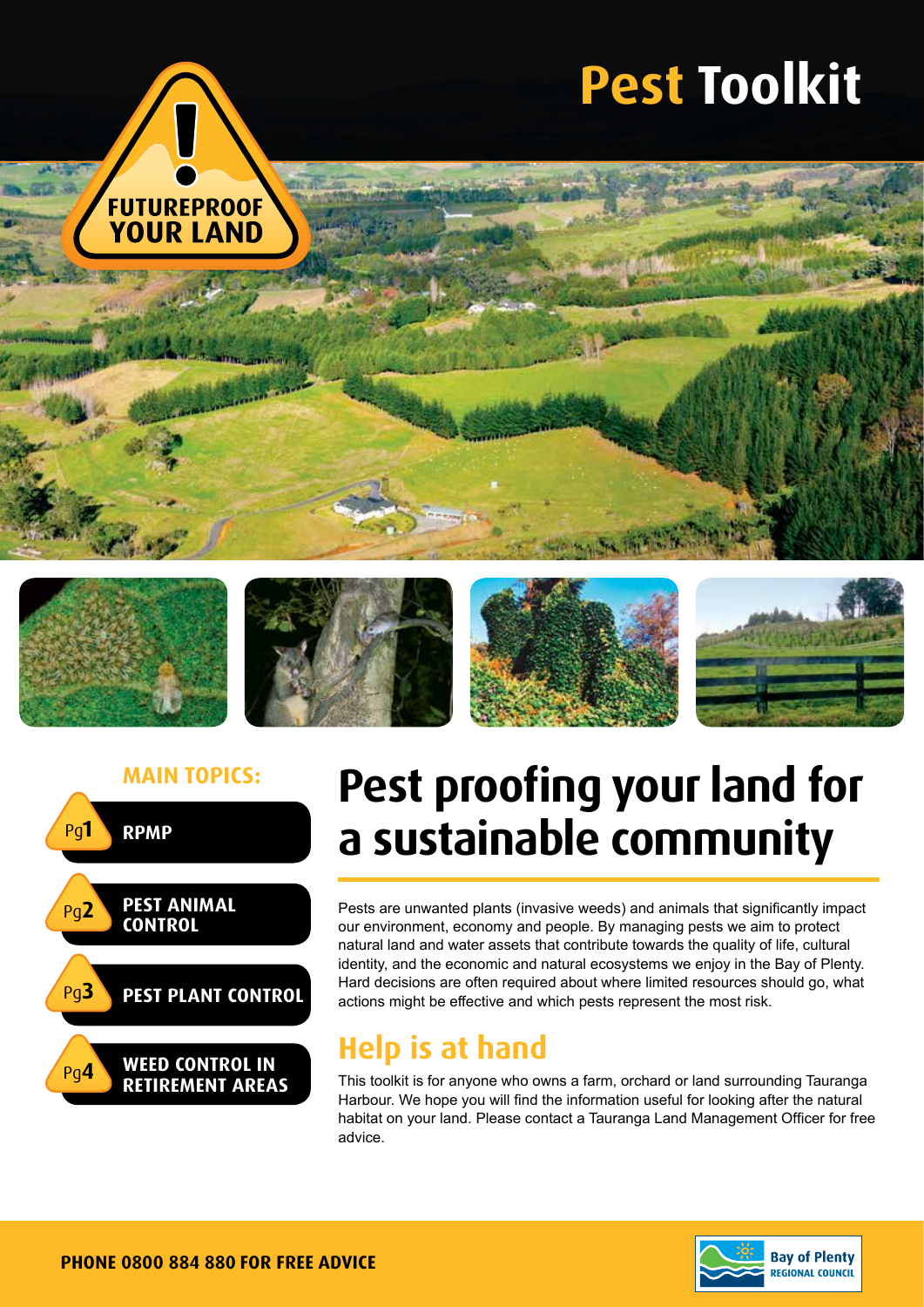# Pest Toolkit

FUTUREPROOF YOUR LAND

**MAIN TOPICS:**

- Pg1 RPMP
- Pg2 PEST ANIMAL CONTROL
- Pg3 PEST PLANT CONTROL
- Pg4 WEED CONTROL IN RETIREMENT AREAS

## Pest proofing your land for a sustainable community

Pests are unwanted plants (invasive weeds) and animals that significantly impact our environment, economy and people. By managing pests we aim to protect natural land and water assets that contribute towards the quality of life, cultural identity, and the economic and natural ecosystems we enjoy in the Bay of Plenty. Hard decisions are often required about where limited resources should go, what actions might be effective and which pests represent the most risk.

## Help is at hand

This toolkit is for anyone who owns a farm, orchard or land surrounding Tauranga Harbour. We hope you will find the information useful for looking after the natural habitat on your land. Please contact a Tauranga Land Management Officer for free advice.

**PHONE 0800 884 880 FOR FREE ADVICE**

Bay of Plenty REGIONAL COUNCIL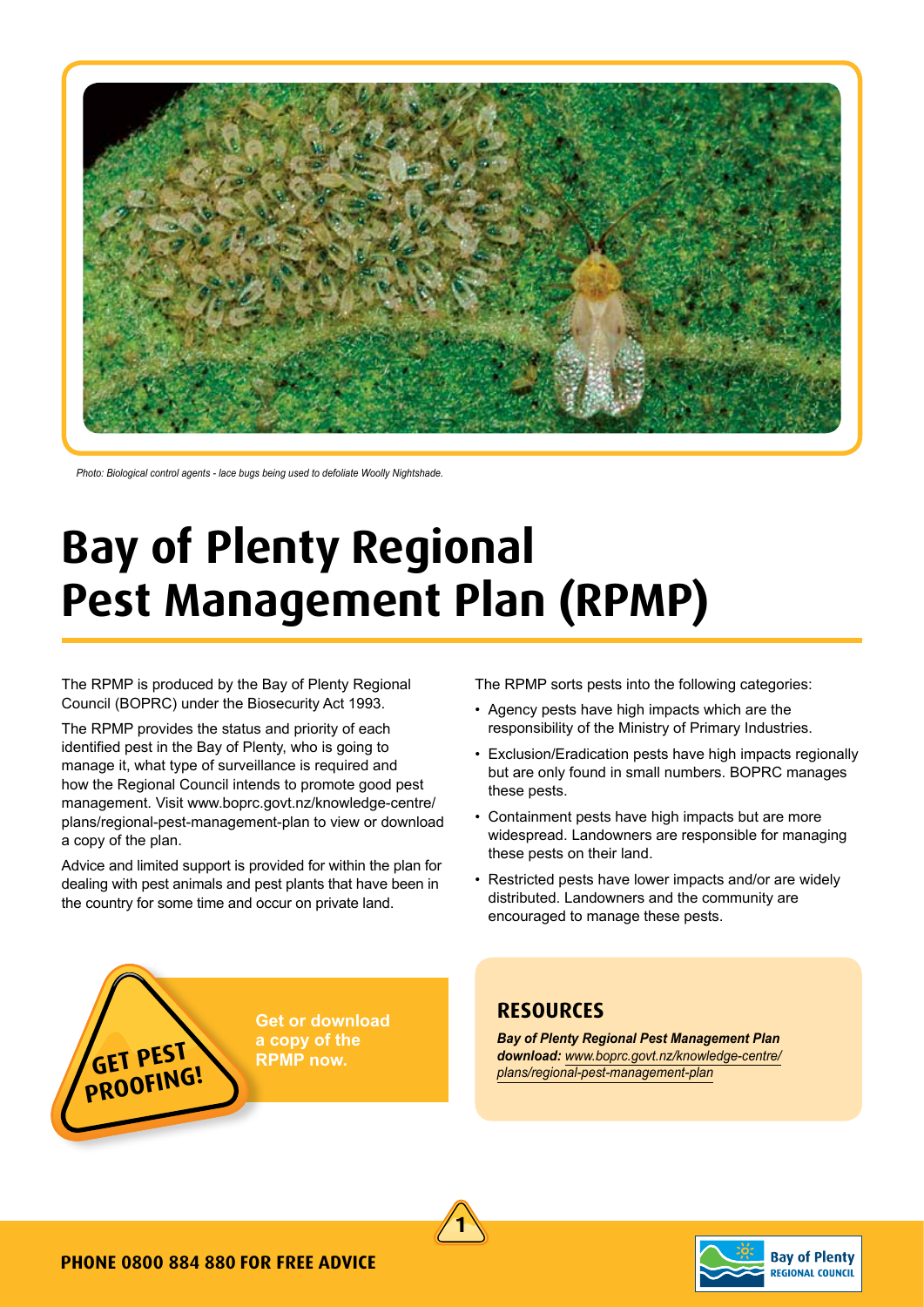Photo: Biological control agents - lace bugs being used to defoliate Woolly Nightshade.

# Bay of Plenty Regional Pest Management Plan (RPMP)

The RPMP is produced by the Bay of Plenty Regional Council (BOPRC) under the Biosecurity Act 1993.

The RPMP provides the status and priority of each identified pest in the Bay of Plenty, who is going to manage it, what type of surveillance is required and how the Regional Council intends to promote good pest management. Visit www.boprc.govt.nz/knowledge-centre/plans/regional-pest-management-plan to view or download a copy of the plan.

Advice and limited support is provided for within the plan for dealing with pest animals and pest plants that have been in the country for some time and occur on private land.

The RPMP sorts pests into the following categories:

- Agency pests have high impacts which are the responsibility of the Ministry of Primary Industries.
- Exclusion/Eradication pests have high impacts regionally but are only found in small numbers. BOPRC manages these pests.
- Containment pests have high impacts but are more widespread. Landowners are responsible for managing these pests on their land.
- Restricted pests have lower impacts and/or are widely distributed. Landowners and the community are encouraged to manage these pests.

**GET PEST PROOFING!**

**Get or download a copy of the RPMP now.**

## RESOURCES

***Bay of Plenty Regional Pest Management Plan download:*** *www.boprc.govt.nz/knowledge-centre/plans/regional-pest-management-plan*

**PHONE 0800 884 880 FOR FREE ADVICE**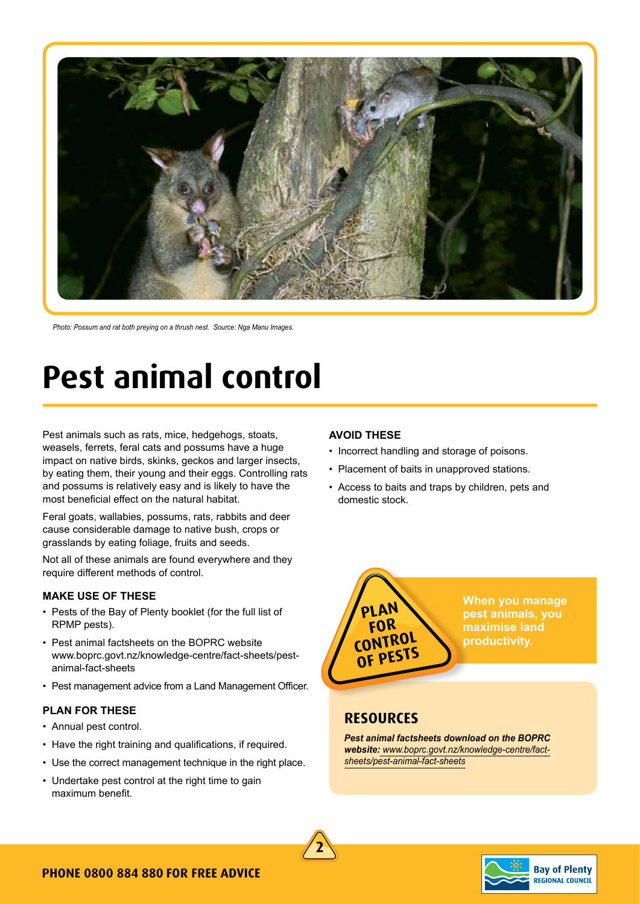*Photo: Possum and rat both preying on a thrush nest. Source: Nga Manu Images.*

# Pest animal control

Pest animals such as rats, mice, hedgehogs, stoats, weasels, ferrets, feral cats and possums have a huge impact on native birds, skinks, geckos and larger insects, by eating them, their young and their eggs. Controlling rats and possums is relatively easy and is likely to have the most beneficial effect on the natural habitat.

Feral goats, wallabies, possums, rats, rabbits and deer cause considerable damage to native bush, crops or grasslands by eating foliage, fruits and seeds.

Not all of these animals are found everywhere and they require different methods of control.

### MAKE USE OF THESE

- Pests of the Bay of Plenty booklet (for the full list of RPMP pests).
- Pest animal factsheets on the BOPRC website www.boprc.govt.nz/knowledge-centre/fact-sheets/pest-animal-fact-sheets
- Pest management advice from a Land Management Officer.

### PLAN FOR THESE

- Annual pest control.
- Have the right training and qualifications, if required.
- Use the correct management technique in the right place.
- Undertake pest control at the right time to gain maximum benefit.

### AVOID THESE

- Incorrect handling and storage of poisons.
- Placement of baits in unapproved stations.
- Access to baits and traps by children, pets and domestic stock.

**PLAN FOR CONTROL OF PESTS**

**When you manage pest animals, you maximise land productivity.**

## RESOURCES

***Pest animal factsheets download on the BOPRC website:*** *www.boprc.govt.nz/knowledge-centre/fact-sheets/pest-animal-fact-sheets*

**PHONE 0800 884 880 FOR FREE ADVICE**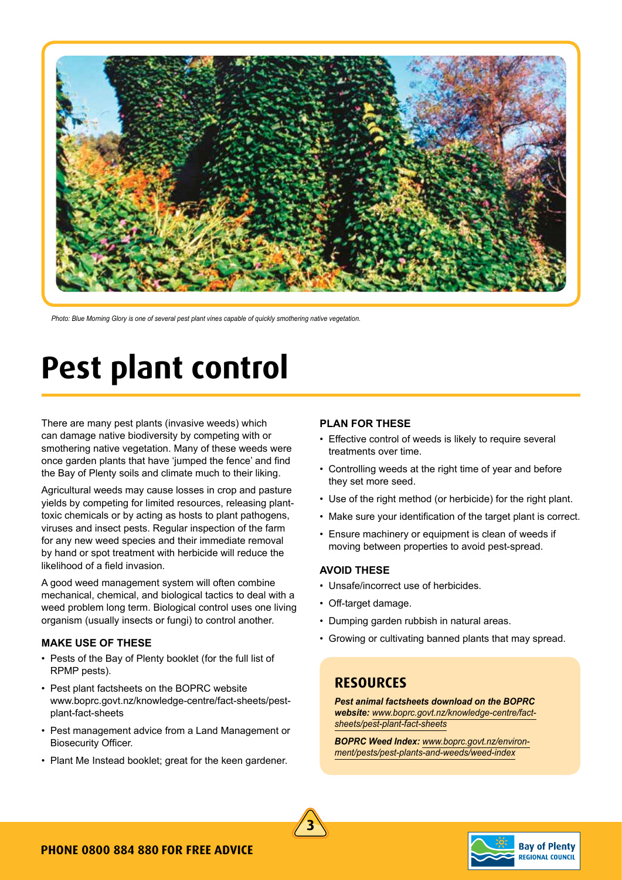*Photo: Blue Morning Glory is one of several pest plant vines capable of quickly smothering native vegetation.*

# Pest plant control

There are many pest plants (invasive weeds) which can damage native biodiversity by competing with or smothering native vegetation. Many of these weeds were once garden plants that have 'jumped the fence' and find the Bay of Plenty soils and climate much to their liking.

Agricultural weeds may cause losses in crop and pasture yields by competing for limited resources, releasing plant-toxic chemicals or by acting as hosts to plant pathogens, viruses and insect pests. Regular inspection of the farm for any new weed species and their immediate removal by hand or spot treatment with herbicide will reduce the likelihood of a field invasion.

A good weed management system will often combine mechanical, chemical, and biological tactics to deal with a weed problem long term. Biological control uses one living organism (usually insects or fungi) to control another.

### MAKE USE OF THESE

- Pests of the Bay of Plenty booklet (for the full list of RPMP pests).
- Pest plant factsheets on the BOPRC website www.boprc.govt.nz/knowledge-centre/fact-sheets/pest-plant-fact-sheets
- Pest management advice from a Land Management or Biosecurity Officer.
- Plant Me Instead booklet; great for the keen gardener.

### PLAN FOR THESE

- Effective control of weeds is likely to require several treatments over time.
- Controlling weeds at the right time of year and before they set more seed.
- Use of the right method (or herbicide) for the right plant.
- Make sure your identification of the target plant is correct.
- Ensure machinery or equipment is clean of weeds if moving between properties to avoid pest-spread.

### AVOID THESE

- Unsafe/incorrect use of herbicides.
- Off-target damage.
- Dumping garden rubbish in natural areas.
- Growing or cultivating banned plants that may spread.

## RESOURCES

***Pest animal factsheets download on the BOPRC website:*** *www.boprc.govt.nz/knowledge-centre/fact-sheets/pest-plant-fact-sheets*

***BOPRC Weed Index:*** *www.boprc.govt.nz/environ-ment/pests/pest-plants-and-weeds/weed-index*

**PHONE 0800 884 880 FOR FREE ADVICE**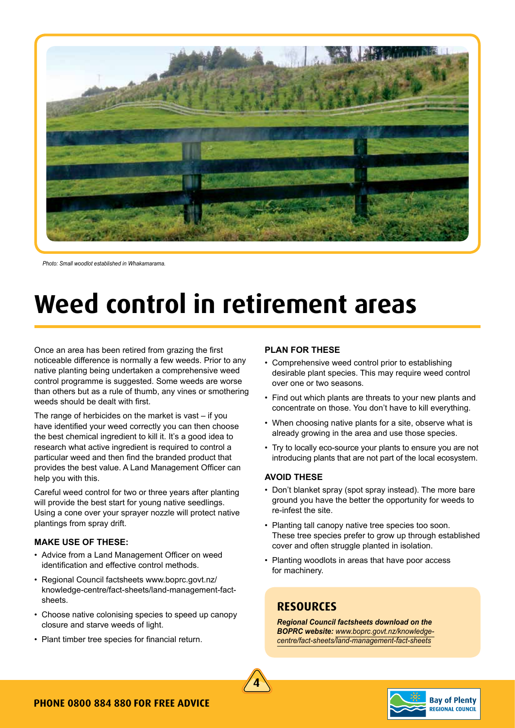Photo: Small woodlot established in Whakamarama.

# Weed control in retirement areas

Once an area has been retired from grazing the first noticeable difference is normally a few weeds. Prior to any native planting being undertaken a comprehensive weed control programme is suggested. Some weeds are worse than others but as a rule of thumb, any vines or smothering weeds should be dealt with first.

The range of herbicides on the market is vast – if you have identified your weed correctly you can then choose the best chemical ingredient to kill it. It's a good idea to research what active ingredient is required to control a particular weed and then find the branded product that provides the best value. A Land Management Officer can help you with this.

Careful weed control for two or three years after planting will provide the best start for young native seedlings. Using a cone over your sprayer nozzle will protect native plantings from spray drift.

### MAKE USE OF THESE:

- Advice from a Land Management Officer on weed identification and effective control methods.
- Regional Council factsheets www.boprc.govt.nz/knowledge-centre/fact-sheets/land-management-fact-sheets.
- Choose native colonising species to speed up canopy closure and starve weeds of light.
- Plant timber tree species for financial return.

### PLAN FOR THESE

- Comprehensive weed control prior to establishing desirable plant species. This may require weed control over one or two seasons.
- Find out which plants are threats to your new plants and concentrate on those. You don't have to kill everything.
- When choosing native plants for a site, observe what is already growing in the area and use those species.
- Try to locally eco-source your plants to ensure you are not introducing plants that are not part of the local ecosystem.

### AVOID THESE

- Don't blanket spray (spot spray instead). The more bare ground you have the better the opportunity for weeds to re-infest the site.
- Planting tall canopy native tree species too soon. These tree species prefer to grow up through established cover and often struggle planted in isolation.
- Planting woodlots in areas that have poor access for machinery.

## RESOURCES

***Regional Council factsheets download on the BOPRC website:*** *www.boprc.govt.nz/knowledge-centre/fact-sheets/land-management-fact-sheets*

**PHONE 0800 884 880 FOR FREE ADVICE**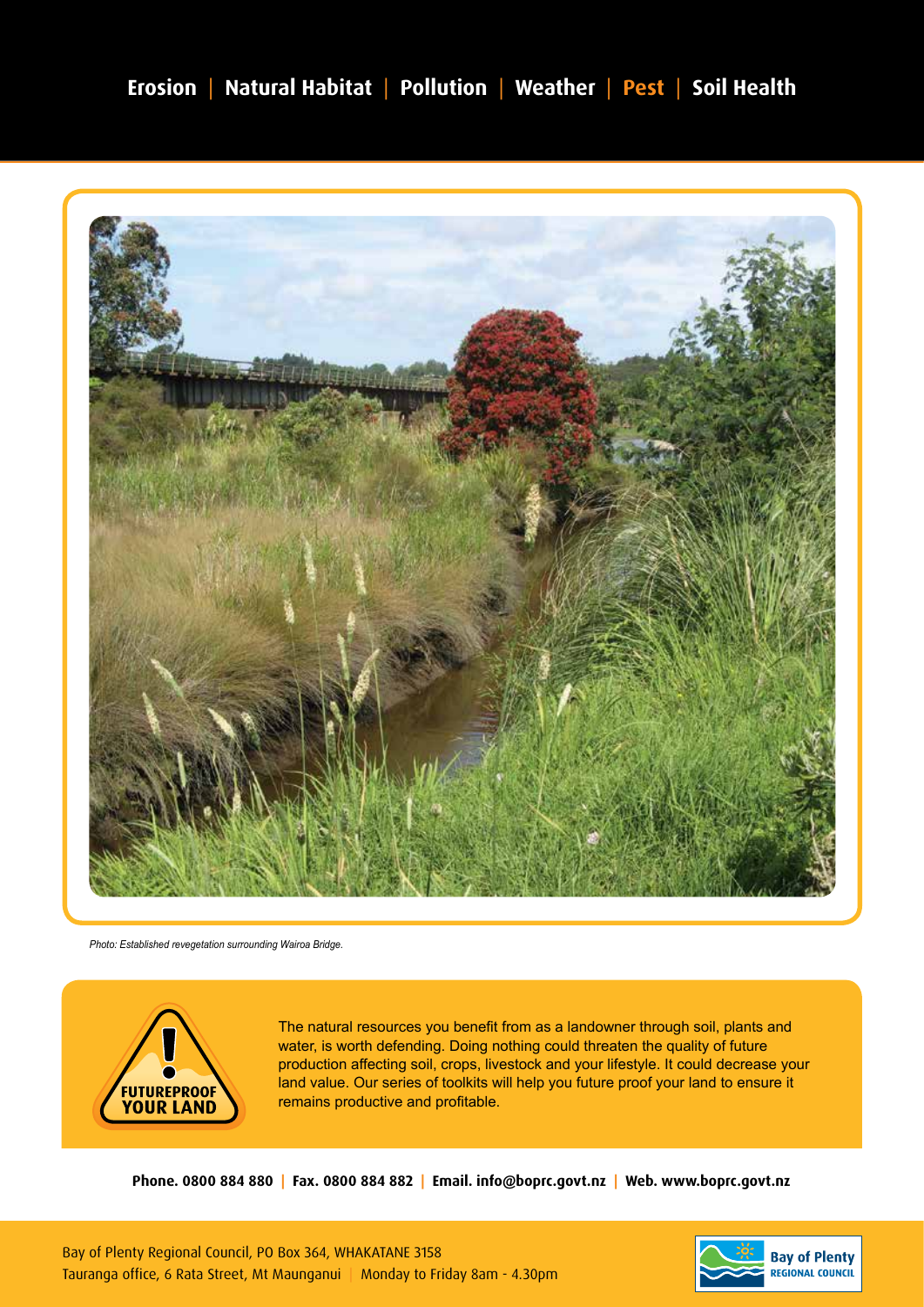Erosion | Natural Habitat | Pollution | Weather | Pest | Soil Health

*Photo: Established revegetation surrounding Wairoa Bridge.*

**FUTUREPROOF YOUR LAND**

The natural resources you benefit from as a landowner through soil, plants and water, is worth defending. Doing nothing could threaten the quality of future production affecting soil, crops, livestock and your lifestyle. It could decrease your land value. Our series of toolkits will help you future proof your land to ensure it remains productive and profitable.

**Phone. 0800 884 880 | Fax. 0800 884 882 | Email. info@boprc.govt.nz | Web. www.boprc.govt.nz**

Bay of Plenty Regional Council, PO Box 364, WHAKATANE 3158
Tauranga office, 6 Rata Street, Mt Maunganui | Monday to Friday 8am - 4.30pm

Bay of Plenty REGIONAL COUNCIL